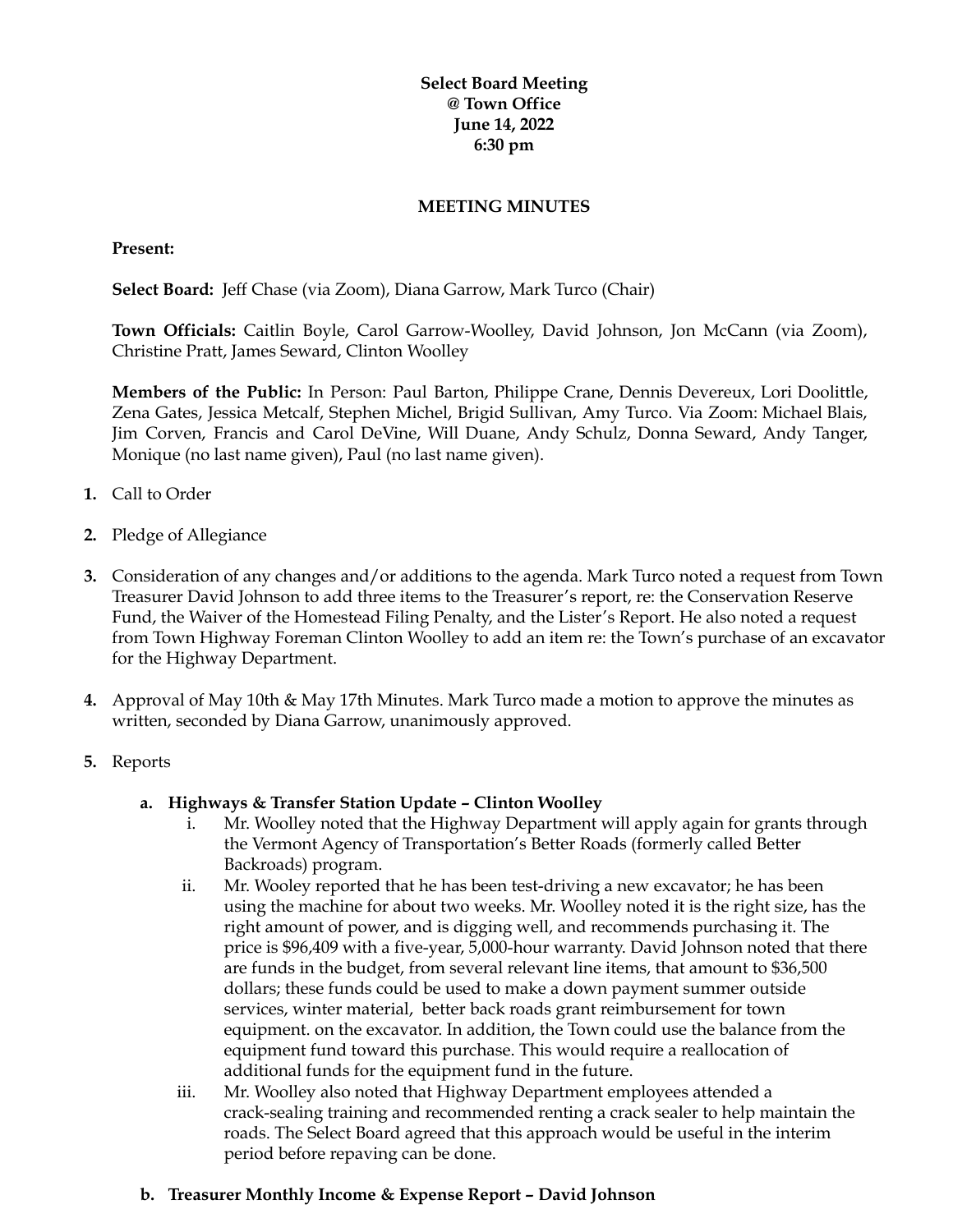**Select Board Meeting**
**@ Town Office**
**June 14, 2022**
**6:30 pm**

**MEETING MINUTES**

**Present:**

**Select Board:** Jeff Chase (via Zoom), Diana Garrow, Mark Turco (Chair)

**Town Officials:** Caitlin Boyle, Carol Garrow-Woolley, David Johnson, Jon McCann (via Zoom), Christine Pratt, James Seward, Clinton Woolley

**Members of the Public:** In Person: Paul Barton, Philippe Crane, Dennis Devereux, Lori Doolittle, Zena Gates, Jessica Metcalf, Stephen Michel, Brigid Sullivan, Amy Turco. Via Zoom: Michael Blais, Jim Corven, Francis and Carol DeVine, Will Duane, Andy Schulz, Donna Seward, Andy Tanger, Monique (no last name given), Paul (no last name given).

1. Call to Order
2. Pledge of Allegiance
3. Consideration of any changes and/or additions to the agenda. Mark Turco noted a request from Town Treasurer David Johnson to add three items to the Treasurer's report, re: the Conservation Reserve Fund, the Waiver of the Homestead Filing Penalty, and the Lister's Report. He also noted a request from Town Highway Foreman Clinton Woolley to add an item re: the Town's purchase of an excavator for the Highway Department.
4. Approval of May 10th & May 17th Minutes. Mark Turco made a motion to approve the minutes as written, seconded by Diana Garrow, unanimously approved.
5. Reports

   a. **Highways & Transfer Station Update – Clinton Woolley**
      i. Mr. Woolley noted that the Highway Department will apply again for grants through the Vermont Agency of Transportation's Better Roads (formerly called Better Backroads) program.
      ii. Mr. Wooley reported that he has been test-driving a new excavator; he has been using the machine for about two weeks. Mr. Woolley noted it is the right size, has the right amount of power, and is digging well, and recommends purchasing it. The price is $96,409 with a five-year, 5,000-hour warranty. David Johnson noted that there are funds in the budget, from several relevant line items, that amount to $36,500 dollars; these funds could be used to make a down payment summer outside services, winter material, better back roads grant reimbursement for town equipment. on the excavator. In addition, the Town could use the balance from the equipment fund toward this purchase. This would require a reallocation of additional funds for the equipment fund in the future.
      iii. Mr. Woolley also noted that Highway Department employees attended a crack-sealing training and recommended renting a crack sealer to help maintain the roads. The Select Board agreed that this approach would be useful in the interim period before repaving can be done.

   b. **Treasurer Monthly Income & Expense Report – David Johnson**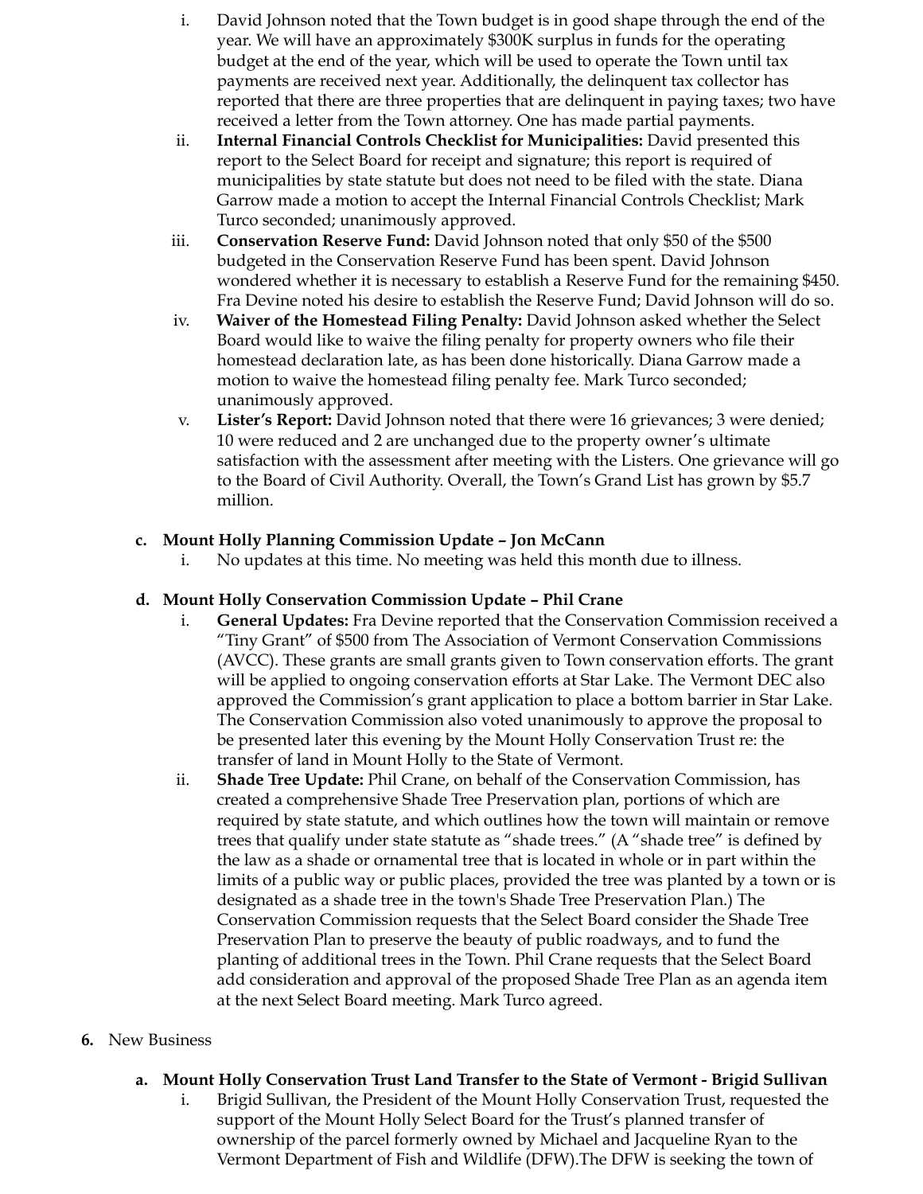i. David Johnson noted that the Town budget is in good shape through the end of the year. We will have an approximately $300K surplus in funds for the operating budget at the end of the year, which will be used to operate the Town until tax payments are received next year. Additionally, the delinquent tax collector has reported that there are three properties that are delinquent in paying taxes; two have received a letter from the Town attorney. One has made partial payments.

ii. **Internal Financial Controls Checklist for Municipalities:** David presented this report to the Select Board for receipt and signature; this report is required of municipalities by state statute but does not need to be filed with the state. Diana Garrow made a motion to accept the Internal Financial Controls Checklist; Mark Turco seconded; unanimously approved.

iii. **Conservation Reserve Fund:** David Johnson noted that only $50 of the $500 budgeted in the Conservation Reserve Fund has been spent. David Johnson wondered whether it is necessary to establish a Reserve Fund for the remaining $450. Fra Devine noted his desire to establish the Reserve Fund; David Johnson will do so.

iv. **Waiver of the Homestead Filing Penalty:** David Johnson asked whether the Select Board would like to waive the filing penalty for property owners who file their homestead declaration late, as has been done historically. Diana Garrow made a motion to waive the homestead filing penalty fee. Mark Turco seconded; unanimously approved.

v. **Lister's Report:** David Johnson noted that there were 16 grievances; 3 were denied; 10 were reduced and 2 are unchanged due to the property owner's ultimate satisfaction with the assessment after meeting with the Listers. One grievance will go to the Board of Civil Authority. Overall, the Town's Grand List has grown by $5.7 million.

**c. Mount Holly Planning Commission Update – Jon McCann**

i. No updates at this time. No meeting was held this month due to illness.

**d. Mount Holly Conservation Commission Update – Phil Crane**

i. **General Updates:** Fra Devine reported that the Conservation Commission received a "Tiny Grant" of $500 from The Association of Vermont Conservation Commissions (AVCC). These grants are small grants given to Town conservation efforts. The grant will be applied to ongoing conservation efforts at Star Lake. The Vermont DEC also approved the Commission's grant application to place a bottom barrier in Star Lake. The Conservation Commission also voted unanimously to approve the proposal to be presented later this evening by the Mount Holly Conservation Trust re: the transfer of land in Mount Holly to the State of Vermont.

ii. **Shade Tree Update:** Phil Crane, on behalf of the Conservation Commission, has created a comprehensive Shade Tree Preservation plan, portions of which are required by state statute, and which outlines how the town will maintain or remove trees that qualify under state statute as "shade trees." (A "shade tree" is defined by the law as a shade or ornamental tree that is located in whole or in part within the limits of a public way or public places, provided the tree was planted by a town or is designated as a shade tree in the town's Shade Tree Preservation Plan.) The Conservation Commission requests that the Select Board consider the Shade Tree Preservation Plan to preserve the beauty of public roadways, and to fund the planting of additional trees in the Town. Phil Crane requests that the Select Board add consideration and approval of the proposed Shade Tree Plan as an agenda item at the next Select Board meeting. Mark Turco agreed.

**6.** New Business

**a. Mount Holly Conservation Trust Land Transfer to the State of Vermont - Brigid Sullivan**

i. Brigid Sullivan, the President of the Mount Holly Conservation Trust, requested the support of the Mount Holly Select Board for the Trust's planned transfer of ownership of the parcel formerly owned by Michael and Jacqueline Ryan to the Vermont Department of Fish and Wildlife (DFW).The DFW is seeking the town of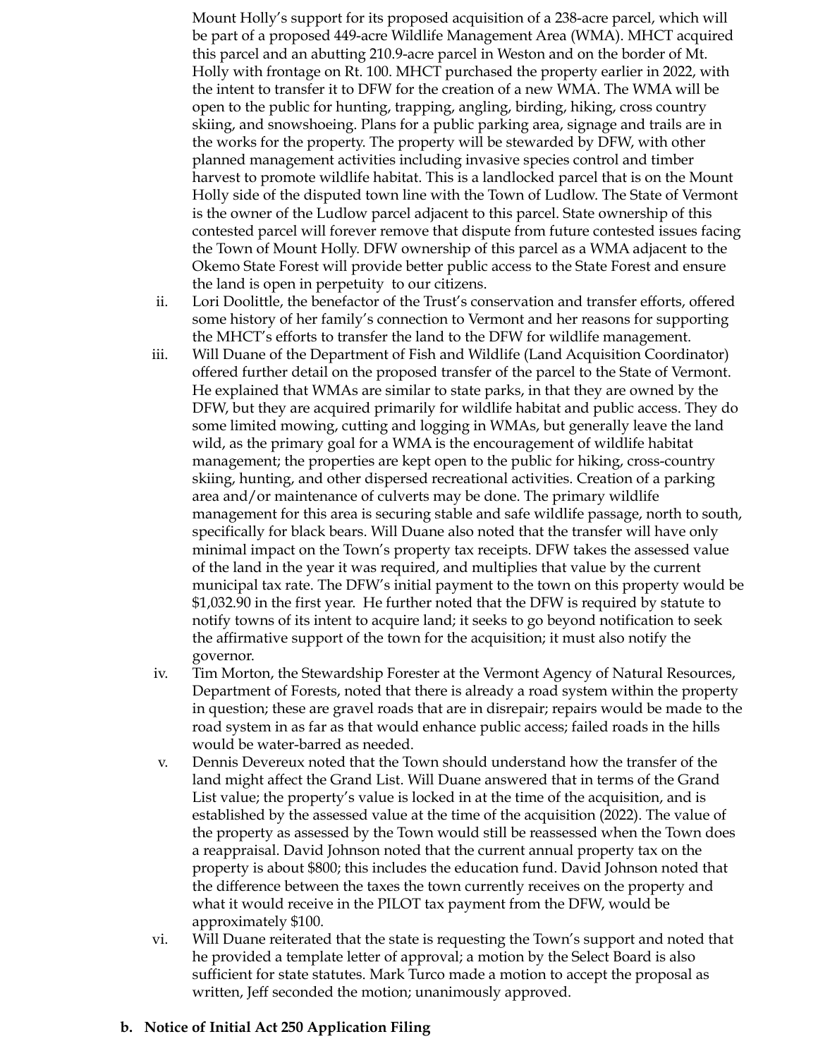Mount Holly's support for its proposed acquisition of a 238-acre parcel, which will be part of a proposed 449-acre Wildlife Management Area (WMA). MHCT acquired this parcel and an abutting 210.9-acre parcel in Weston and on the border of Mt. Holly with frontage on Rt. 100. MHCT purchased the property earlier in 2022, with the intent to transfer it to DFW for the creation of a new WMA. The WMA will be open to the public for hunting, trapping, angling, birding, hiking, cross country skiing, and snowshoeing. Plans for a public parking area, signage and trails are in the works for the property. The property will be stewarded by DFW, with other planned management activities including invasive species control and timber harvest to promote wildlife habitat. This is a landlocked parcel that is on the Mount Holly side of the disputed town line with the Town of Ludlow. The State of Vermont is the owner of the Ludlow parcel adjacent to this parcel. State ownership of this contested parcel will forever remove that dispute from future contested issues facing the Town of Mount Holly. DFW ownership of this parcel as a WMA adjacent to the Okemo State Forest will provide better public access to the State Forest and ensure the land is open in perpetuity to our citizens.

ii. Lori Doolittle, the benefactor of the Trust's conservation and transfer efforts, offered some history of her family's connection to Vermont and her reasons for supporting the MHCT's efforts to transfer the land to the DFW for wildlife management.

iii. Will Duane of the Department of Fish and Wildlife (Land Acquisition Coordinator) offered further detail on the proposed transfer of the parcel to the State of Vermont. He explained that WMAs are similar to state parks, in that they are owned by the DFW, but they are acquired primarily for wildlife habitat and public access. They do some limited mowing, cutting and logging in WMAs, but generally leave the land wild, as the primary goal for a WMA is the encouragement of wildlife habitat management; the properties are kept open to the public for hiking, cross-country skiing, hunting, and other dispersed recreational activities. Creation of a parking area and/or maintenance of culverts may be done. The primary wildlife management for this area is securing stable and safe wildlife passage, north to south, specifically for black bears. Will Duane also noted that the transfer will have only minimal impact on the Town's property tax receipts. DFW takes the assessed value of the land in the year it was required, and multiplies that value by the current municipal tax rate. The DFW's initial payment to the town on this property would be $1,032.90 in the first year. He further noted that the DFW is required by statute to notify towns of its intent to acquire land; it seeks to go beyond notification to seek the affirmative support of the town for the acquisition; it must also notify the governor.

iv. Tim Morton, the Stewardship Forester at the Vermont Agency of Natural Resources, Department of Forests, noted that there is already a road system within the property in question; these are gravel roads that are in disrepair; repairs would be made to the road system in as far as that would enhance public access; failed roads in the hills would be water-barred as needed.

v. Dennis Devereux noted that the Town should understand how the transfer of the land might affect the Grand List. Will Duane answered that in terms of the Grand List value; the property's value is locked in at the time of the acquisition, and is established by the assessed value at the time of the acquisition (2022). The value of the property as assessed by the Town would still be reassessed when the Town does a reappraisal. David Johnson noted that the current annual property tax on the property is about $800; this includes the education fund. David Johnson noted that the difference between the taxes the town currently receives on the property and what it would receive in the PILOT tax payment from the DFW, would be approximately $100.

vi. Will Duane reiterated that the state is requesting the Town's support and noted that he provided a template letter of approval; a motion by the Select Board is also sufficient for state statutes. Mark Turco made a motion to accept the proposal as written, Jeff seconded the motion; unanimously approved.

**b. Notice of Initial Act 250 Application Filing**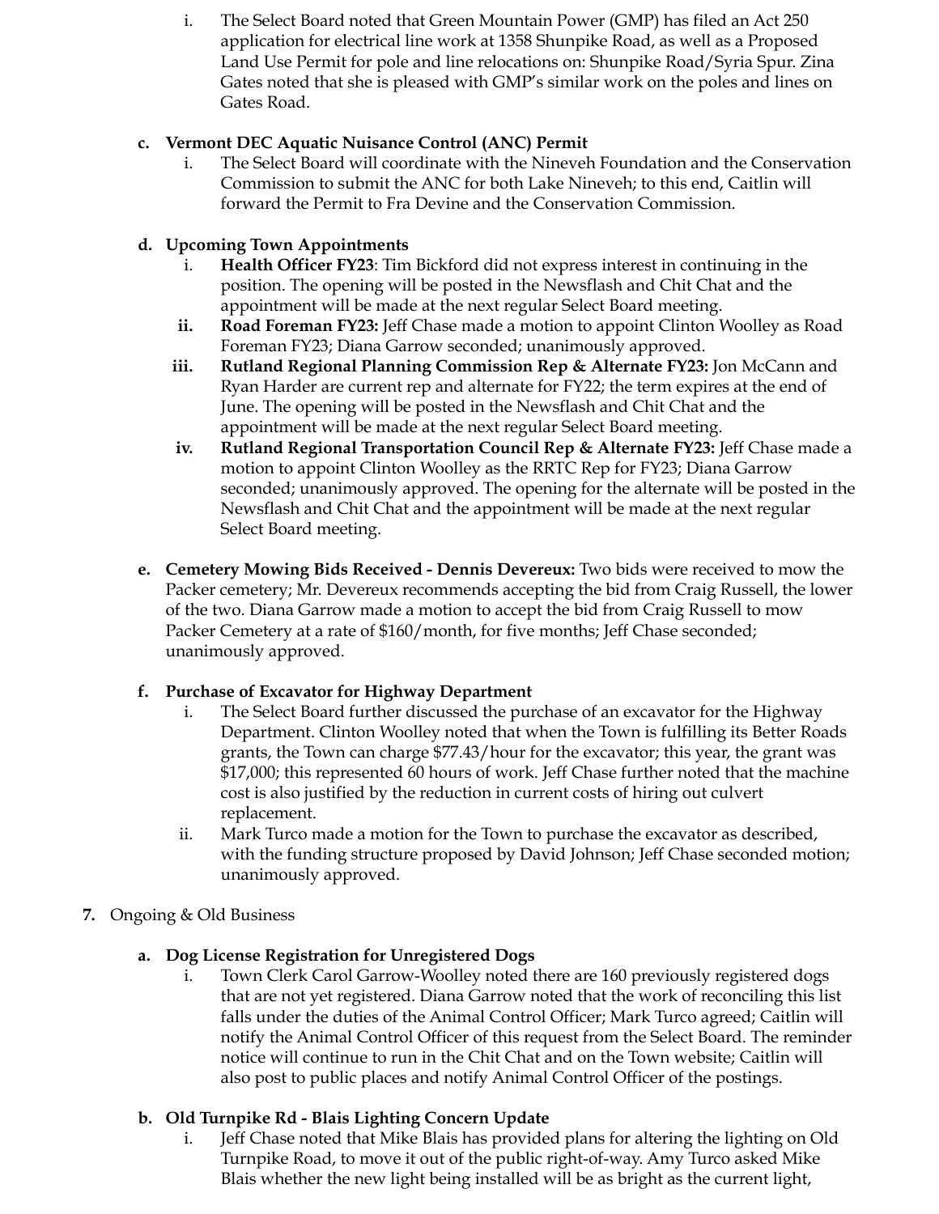i. The Select Board noted that Green Mountain Power (GMP) has filed an Act 250 application for electrical line work at 1358 Shunpike Road, as well as a Proposed Land Use Permit for pole and line relocations on: Shunpike Road/Syria Spur. Zina Gates noted that she is pleased with GMP's similar work on the poles and lines on Gates Road.

**c. Vermont DEC Aquatic Nuisance Control (ANC) Permit**

i. The Select Board will coordinate with the Nineveh Foundation and the Conservation Commission to submit the ANC for both Lake Nineveh; to this end, Caitlin will forward the Permit to Fra Devine and the Conservation Commission.

**d. Upcoming Town Appointments**

i. **Health Officer FY23**: Tim Bickford did not express interest in continuing in the position. The opening will be posted in the Newsflash and Chit Chat and the appointment will be made at the next regular Select Board meeting.

ii. **Road Foreman FY23:** Jeff Chase made a motion to appoint Clinton Woolley as Road Foreman FY23; Diana Garrow seconded; unanimously approved.

iii. **Rutland Regional Planning Commission Rep & Alternate FY23:** Jon McCann and Ryan Harder are current rep and alternate for FY22; the term expires at the end of June. The opening will be posted in the Newsflash and Chit Chat and the appointment will be made at the next regular Select Board meeting.

iv. **Rutland Regional Transportation Council Rep & Alternate FY23:** Jeff Chase made a motion to appoint Clinton Woolley as the RRTC Rep for FY23; Diana Garrow seconded; unanimously approved. The opening for the alternate will be posted in the Newsflash and Chit Chat and the appointment will be made at the next regular Select Board meeting.

**e. Cemetery Mowing Bids Received - Dennis Devereux:** Two bids were received to mow the Packer cemetery; Mr. Devereux recommends accepting the bid from Craig Russell, the lower of the two. Diana Garrow made a motion to accept the bid from Craig Russell to mow Packer Cemetery at a rate of $160/month, for five months; Jeff Chase seconded; unanimously approved.

**f. Purchase of Excavator for Highway Department**

i. The Select Board further discussed the purchase of an excavator for the Highway Department. Clinton Woolley noted that when the Town is fulfilling its Better Roads grants, the Town can charge $77.43/hour for the excavator; this year, the grant was $17,000; this represented 60 hours of work. Jeff Chase further noted that the machine cost is also justified by the reduction in current costs of hiring out culvert replacement.

ii. Mark Turco made a motion for the Town to purchase the excavator as described, with the funding structure proposed by David Johnson; Jeff Chase seconded motion; unanimously approved.

**7.** Ongoing & Old Business

**a. Dog License Registration for Unregistered Dogs**

i. Town Clerk Carol Garrow-Woolley noted there are 160 previously registered dogs that are not yet registered. Diana Garrow noted that the work of reconciling this list falls under the duties of the Animal Control Officer; Mark Turco agreed; Caitlin will notify the Animal Control Officer of this request from the Select Board. The reminder notice will continue to run in the Chit Chat and on the Town website; Caitlin will also post to public places and notify Animal Control Officer of the postings.

**b. Old Turnpike Rd - Blais Lighting Concern Update**

i. Jeff Chase noted that Mike Blais has provided plans for altering the lighting on Old Turnpike Road, to move it out of the public right-of-way. Amy Turco asked Mike Blais whether the new light being installed will be as bright as the current light,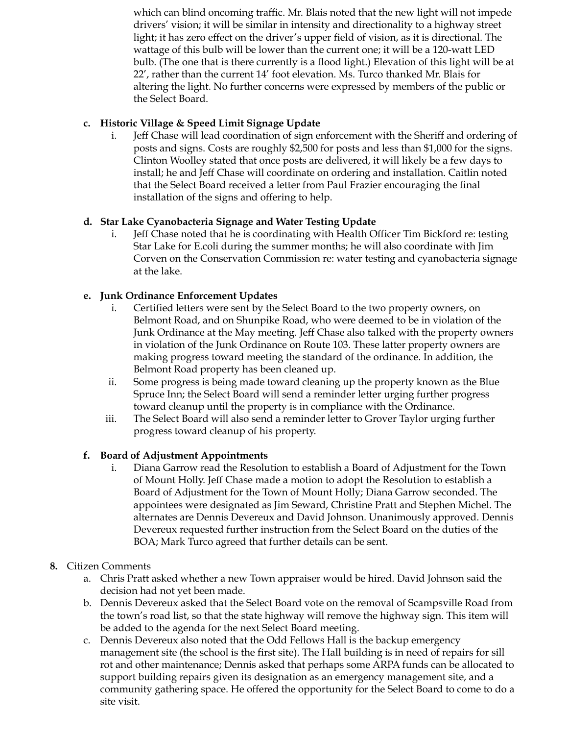which can blind oncoming traffic. Mr. Blais noted that the new light will not impede drivers' vision; it will be similar in intensity and directionality to a highway street light; it has zero effect on the driver's upper field of vision, as it is directional. The wattage of this bulb will be lower than the current one; it will be a 120-watt LED bulb. (The one that is there currently is a flood light.) Elevation of this light will be at 22', rather than the current 14' foot elevation. Ms. Turco thanked Mr. Blais for altering the light. No further concerns were expressed by members of the public or the Select Board.

c. **Historic Village & Speed Limit Signage Update**
   i. Jeff Chase will lead coordination of sign enforcement with the Sheriff and ordering of posts and signs. Costs are roughly $2,500 for posts and less than $1,000 for the signs. Clinton Woolley stated that once posts are delivered, it will likely be a few days to install; he and Jeff Chase will coordinate on ordering and installation. Caitlin noted that the Select Board received a letter from Paul Frazier encouraging the final installation of the signs and offering to help.

d. **Star Lake Cyanobacteria Signage and Water Testing Update**
   i. Jeff Chase noted that he is coordinating with Health Officer Tim Bickford re: testing Star Lake for E.coli during the summer months; he will also coordinate with Jim Corven on the Conservation Commission re: water testing and cyanobacteria signage at the lake.

e. **Junk Ordinance Enforcement Updates**
   i. Certified letters were sent by the Select Board to the two property owners, on Belmont Road, and on Shunpike Road, who were deemed to be in violation of the Junk Ordinance at the May meeting. Jeff Chase also talked with the property owners in violation of the Junk Ordinance on Route 103. These latter property owners are making progress toward meeting the standard of the ordinance. In addition, the Belmont Road property has been cleaned up.
   ii. Some progress is being made toward cleaning up the property known as the Blue Spruce Inn; the Select Board will send a reminder letter urging further progress toward cleanup until the property is in compliance with the Ordinance.
   iii. The Select Board will also send a reminder letter to Grover Taylor urging further progress toward cleanup of his property.

f. **Board of Adjustment Appointments**
   i. Diana Garrow read the Resolution to establish a Board of Adjustment for the Town of Mount Holly. Jeff Chase made a motion to adopt the Resolution to establish a Board of Adjustment for the Town of Mount Holly; Diana Garrow seconded. The appointees were designated as Jim Seward, Christine Pratt and Stephen Michel. The alternates are Dennis Devereux and David Johnson. Unanimously approved. Dennis Devereux requested further instruction from the Select Board on the duties of the BOA; Mark Turco agreed that further details can be sent.

**8.** Citizen Comments
   a. Chris Pratt asked whether a new Town appraiser would be hired. David Johnson said the decision had not yet been made.
   b. Dennis Devereux asked that the Select Board vote on the removal of Scampsville Road from the town's road list, so that the state highway will remove the highway sign. This item will be added to the agenda for the next Select Board meeting.
   c. Dennis Devereux also noted that the Odd Fellows Hall is the backup emergency management site (the school is the first site). The Hall building is in need of repairs for sill rot and other maintenance; Dennis asked that perhaps some ARPA funds can be allocated to support building repairs given its designation as an emergency management site, and a community gathering space. He offered the opportunity for the Select Board to come to do a site visit.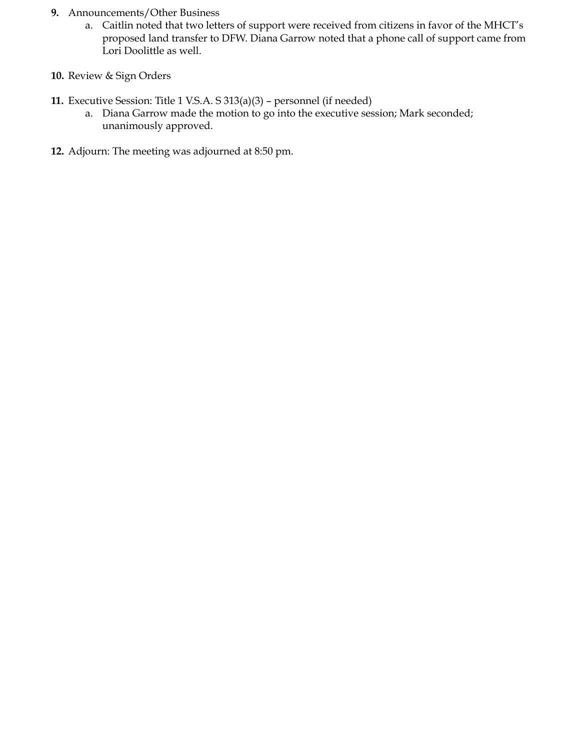9. Announcements/Other Business
    a. Caitlin noted that two letters of support were received from citizens in favor of the MHCT's proposed land transfer to DFW. Diana Garrow noted that a phone call of support came from Lori Doolittle as well.

10. Review & Sign Orders

11. Executive Session: Title 1 V.S.A. S 313(a)(3) – personnel (if needed)
    a. Diana Garrow made the motion to go into the executive session; Mark seconded; unanimously approved.

12. Adjourn: The meeting was adjourned at 8:50 pm.